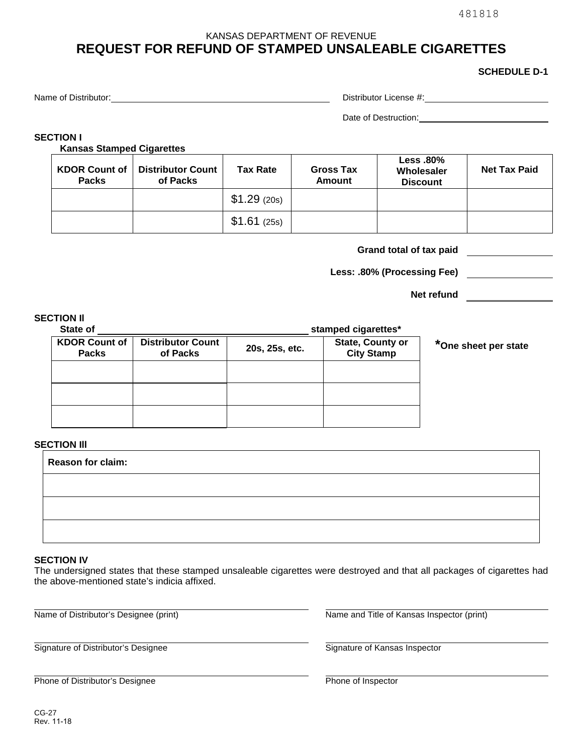481818

KANSAS DEPARTMENT OF REVENUE

# REQUEST FOR REFUND OF STAMPED UNSALEABLE CIGARETTES

**SCHEDULE D-1**

Name of Distributor: ____________________ Distributor License #: ____________________

Date of Destruction: ____________________

**SECTION I**

**Kansas Stamped Cigarettes**

| KDOR Count of Packs | Distributor Count of Packs | Tax Rate | Gross Tax Amount | Less .80% Wholesaler Discount | Net Tax Paid |
|---|---|---|---|---|---|
| | | $1.29 (20s) | | | |
| | | $1.61 (25s) | | | |

**Grand total of tax paid** ____________

**Less: .80% (Processing Fee)** ____________

**Net refund** ____________

**SECTION II**

**State of ____________________ stamped cigarettes***

| KDOR Count of Packs | Distributor Count of Packs | 20s, 25s, etc. | State, County or City Stamp |
|---|---|---|---|
| | | | |
| | | | |
| | | | |

***One sheet per state**

**SECTION III**

| **Reason for claim:** |
|---|
| |
| |
| |

**SECTION IV**

The undersigned states that these stamped unsaleable cigarettes were destroyed and that all packages of cigarettes had the above-mentioned state's indicia affixed.

Name of Distributor's Designee (print) ____________________

Name and Title of Kansas Inspector (print) ____________________

Signature of Distributor's Designee ____________________

Signature of Kansas Inspector ____________________

Phone of Distributor's Designee ____________________

Phone of Inspector ____________________

CG-27
Rev. 11-18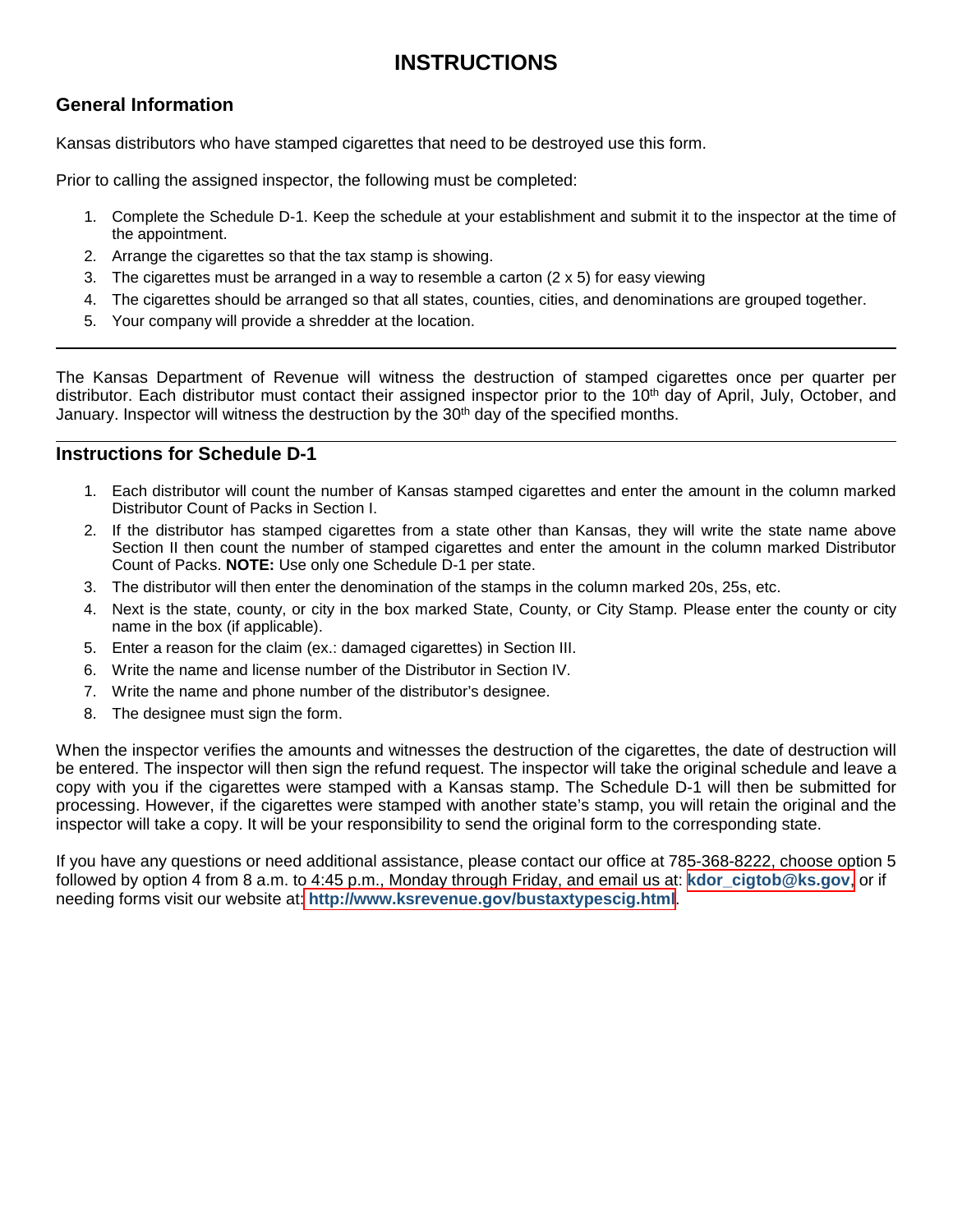# INSTRUCTIONS

## General Information

Kansas distributors who have stamped cigarettes that need to be destroyed use this form.

Prior to calling the assigned inspector, the following must be completed:

1. Complete the Schedule D-1. Keep the schedule at your establishment and submit it to the inspector at the time of the appointment.
2. Arrange the cigarettes so that the tax stamp is showing.
3. The cigarettes must be arranged in a way to resemble a carton (2 x 5) for easy viewing
4. The cigarettes should be arranged so that all states, counties, cities, and denominations are grouped together.
5. Your company will provide a shredder at the location.

---

The Kansas Department of Revenue will witness the destruction of stamped cigarettes once per quarter per distributor. Each distributor must contact their assigned inspector prior to the 10th day of April, July, October, and January. Inspector will witness the destruction by the 30th day of the specified months.

---

## Instructions for Schedule D-1

1. Each distributor will count the number of Kansas stamped cigarettes and enter the amount in the column marked Distributor Count of Packs in Section I.
2. If the distributor has stamped cigarettes from a state other than Kansas, they will write the state name above Section II then count the number of stamped cigarettes and enter the amount in the column marked Distributor Count of Packs. **NOTE:** Use only one Schedule D-1 per state.
3. The distributor will then enter the denomination of the stamps in the column marked 20s, 25s, etc.
4. Next is the state, county, or city in the box marked State, County, or City Stamp. Please enter the county or city name in the box (if applicable).
5. Enter a reason for the claim (ex.: damaged cigarettes) in Section III.
6. Write the name and license number of the Distributor in Section IV.
7. Write the name and phone number of the distributor's designee.
8. The designee must sign the form.

When the inspector verifies the amounts and witnesses the destruction of the cigarettes, the date of destruction will be entered. The inspector will then sign the refund request. The inspector will take the original schedule and leave a copy with you if the cigarettes were stamped with a Kansas stamp. The Schedule D-1 will then be submitted for processing. However, if the cigarettes were stamped with another state's stamp, you will retain the original and the inspector will take a copy. It will be your responsibility to send the original form to the corresponding state.

If you have any questions or need additional assistance, please contact our office at 785-368-8222, choose option 5 followed by option 4 from 8 a.m. to 4:45 p.m., Monday through Friday, and email us at: **kdor_cigtob@ks.gov**, or if needing forms visit our website at: **http://www.ksrevenue.gov/bustaxtypescig.html**.